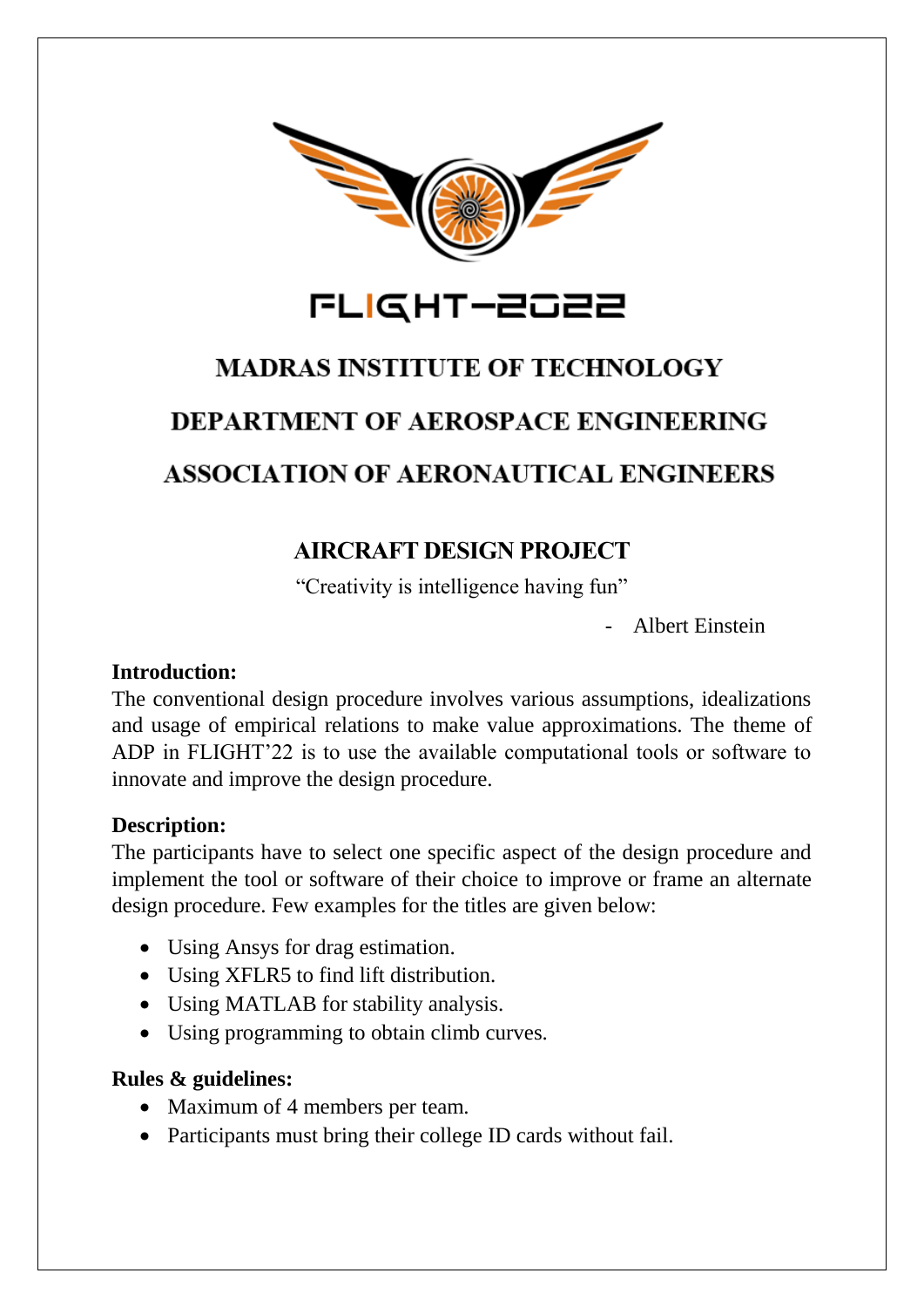FLIGHT-2022

# MADRAS INSTITUTE OF TECHNOLOGY

# DEPARTMENT OF AEROSPACE ENGINEERING

# ASSOCIATION OF AERONAUTICAL ENGINEERS

## AIRCRAFT DESIGN PROJECT

"Creativity is intelligence having fun"

- Albert Einstein

**Introduction:**

The conventional design procedure involves various assumptions, idealizations and usage of empirical relations to make value approximations. The theme of ADP in FLIGHT'22 is to use the available computational tools or software to innovate and improve the design procedure.

**Description:**

The participants have to select one specific aspect of the design procedure and implement the tool or software of their choice to improve or frame an alternate design procedure. Few examples for the titles are given below:

- Using Ansys for drag estimation.
- Using XFLR5 to find lift distribution.
- Using MATLAB for stability analysis.
- Using programming to obtain climb curves.

**Rules & guidelines:**

- Maximum of 4 members per team.
- Participants must bring their college ID cards without fail.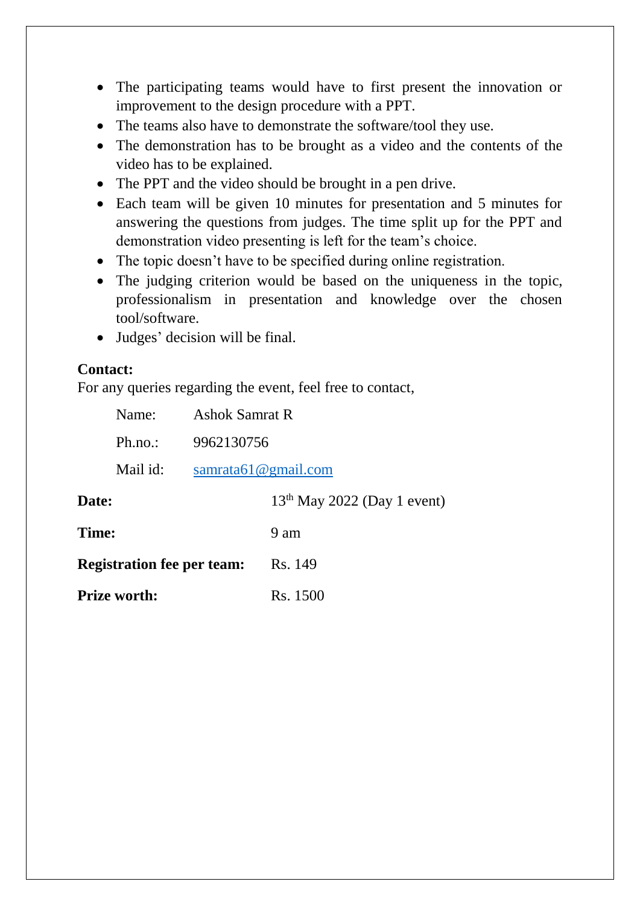- The participating teams would have to first present the innovation or improvement to the design procedure with a PPT.
- The teams also have to demonstrate the software/tool they use.
- The demonstration has to be brought as a video and the contents of the video has to be explained.
- The PPT and the video should be brought in a pen drive.
- Each team will be given 10 minutes for presentation and 5 minutes for answering the questions from judges. The time split up for the PPT and demonstration video presenting is left for the team's choice.
- The topic doesn't have to be specified during online registration.
- The judging criterion would be based on the uniqueness in the topic, professionalism in presentation and knowledge over the chosen tool/software.
- Judges' decision will be final.

**Contact:**

For any queries regarding the event, feel free to contact,

| | |
|---|---|
| Name: | Ashok Samrat R |
| Ph.no.: | 9962130756 |
| Mail id: | samrata61@gmail.com |

| | |
|---|---|
| **Date:** | 13th May 2022 (Day 1 event) |
| **Time:** | 9 am |
| **Registration fee per team:** | Rs. 149 |
| **Prize worth:** | Rs. 1500 |